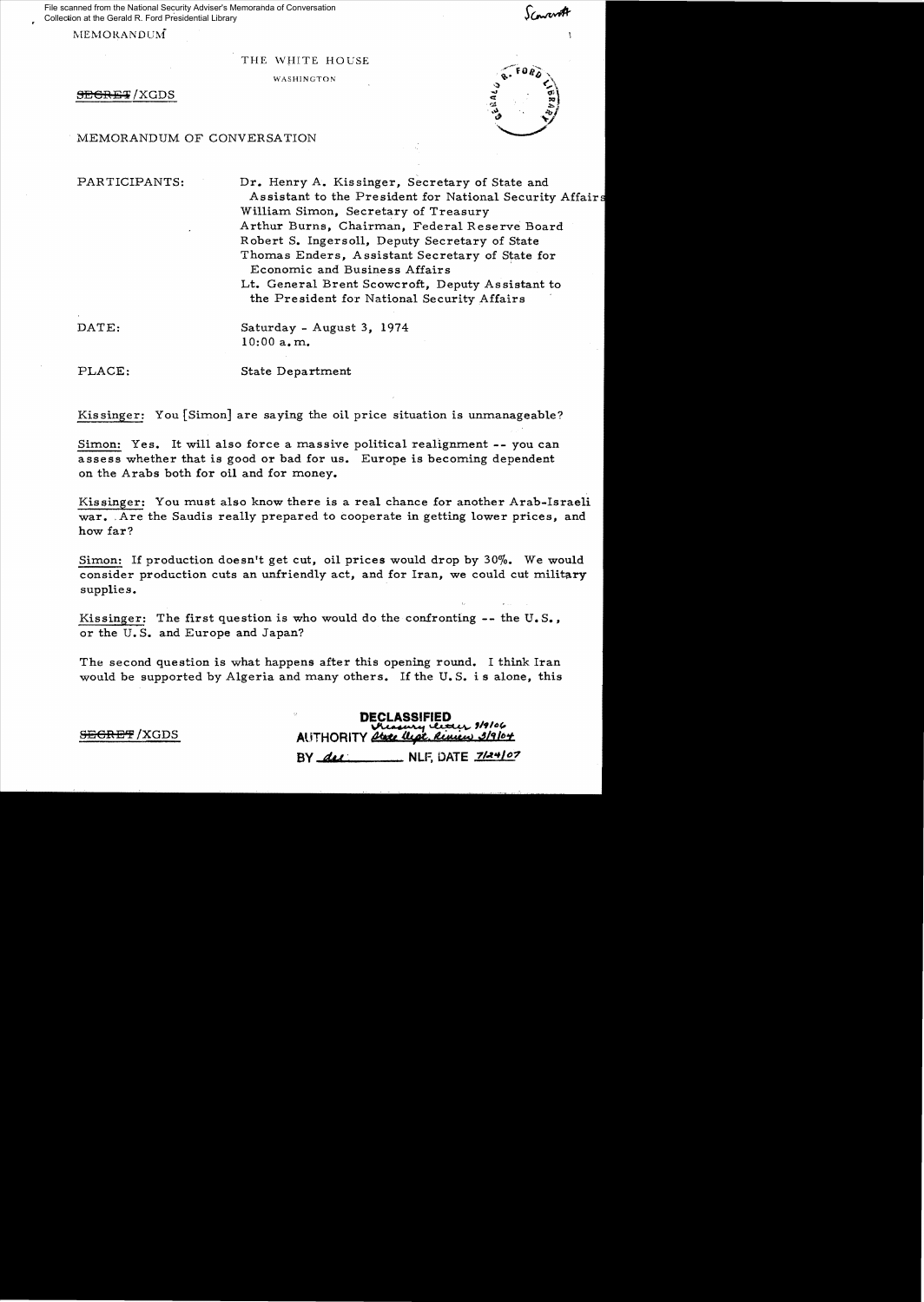File scanned from the National Security Adviser's Memoranda of Conversation Collection at the Gerald R. Ford Presidential Library

Scowcroft

MEMORANDUM

THE WHITE HOUSE

WASHINGTON

~~SECRET~~/XGDS

MEMORANDUM OF CONVERSATION

PARTICIPANTS: Dr. Henry A. Kissinger, Secretary of State and Assistant to the President for National Security Affairs
William Simon, Secretary of Treasury
Arthur Burns, Chairman, Federal Reserve Board
Robert S. Ingersoll, Deputy Secretary of State
Thomas Enders, Assistant Secretary of State for Economic and Business Affairs
Lt. General Brent Scowcroft, Deputy Assistant to the President for National Security Affairs

DATE: Saturday - August 3, 1974
10:00 a.m.

PLACE: State Department

Kissinger: You [Simon] are saying the oil price situation is unmanageable?

Simon: Yes. It will also force a massive political realignment -- you can assess whether that is good or bad for us. Europe is becoming dependent on the Arabs both for oil and for money.

Kissinger: You must also know there is a real chance for another Arab-Israeli war. Are the Saudis really prepared to cooperate in getting lower prices, and how far?

Simon: If production doesn't get cut, oil prices would drop by 30%. We would consider production cuts an unfriendly act, and for Iran, we could cut military supplies.

Kissinger: The first question is who would do the confronting -- the U.S., or the U.S. and Europe and Japan?

The second question is what happens after this opening round. I think Iran would be supported by Algeria and many others. If the U.S. is alone, this

~~SECRET~~/XGDS

DECLASSIFIED
Treasury Letter 9/9/06
AUTHORITY State Dept. Review 3/9/04
BY dal NLF, DATE 7/24/07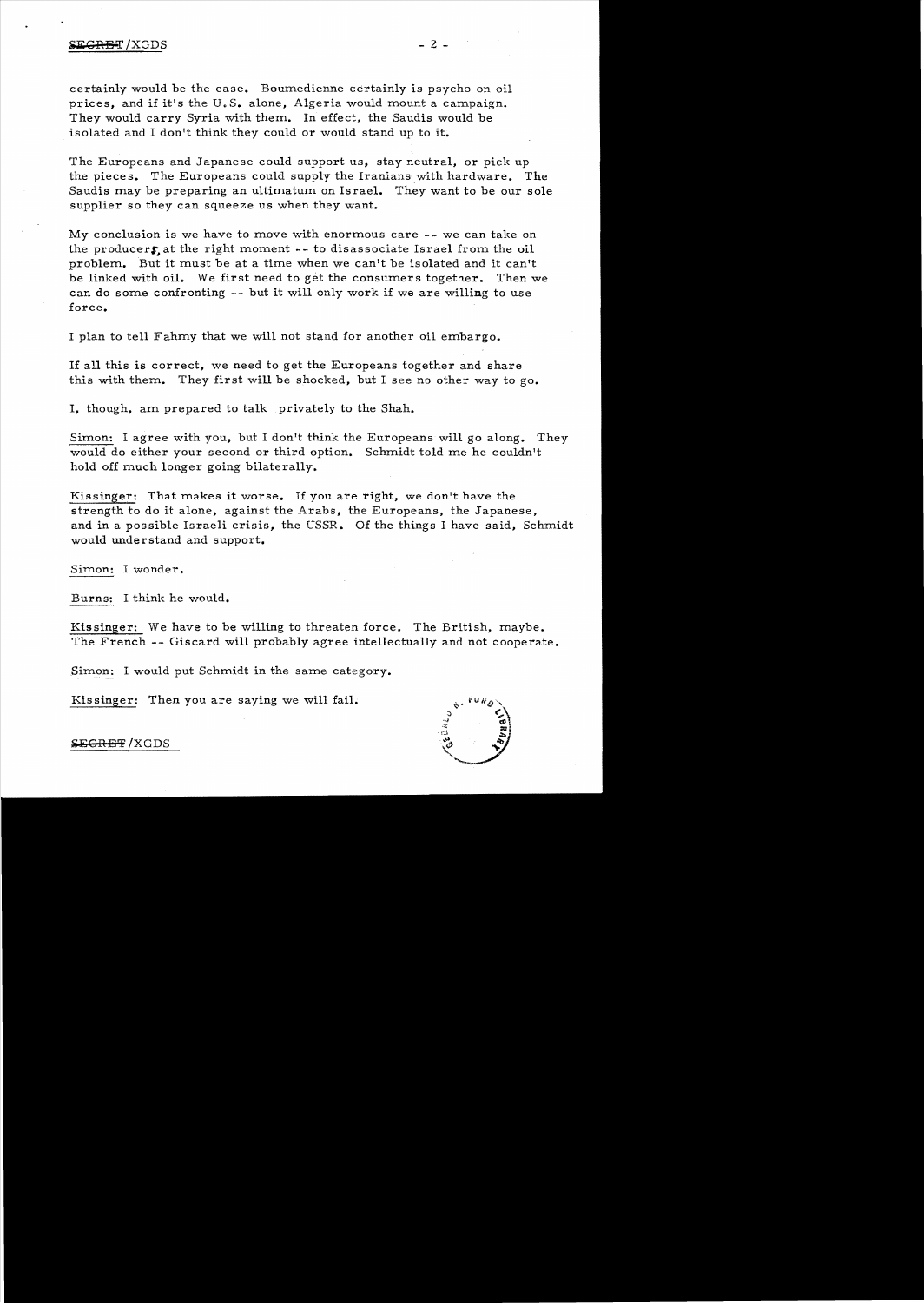certainly would be the case. Boumedienne certainly is psycho on oil prices, and if it's the U.S. alone, Algeria would mount a campaign. They would carry Syria with them. In effect, the Saudis would be isolated and I don't think they could or would stand up to it.

The Europeans and Japanese could support us, stay neutral, or pick up the pieces. The Europeans could supply the Iranians with hardware. The Saudis may be preparing an ultimatum on Israel. They want to be our sole supplier so they can squeeze us when they want.

My conclusion is we have to move with enormous care -- we can take on the producers, at the right moment -- to disassociate Israel from the oil problem. But it must be at a time when we can't be isolated and it can't be linked with oil. We first need to get the consumers together. Then we can do some confronting -- but it will only work if we are willing to use force.

I plan to tell Fahmy that we will not stand for another oil embargo.

If all this is correct, we need to get the Europeans together and share this with them. They first will be shocked, but I see no other way to go.

I, though, am prepared to talk privately to the Shah.

Simon: I agree with you, but I don't think the Europeans will go along. They would do either your second or third option. Schmidt told me he couldn't hold off much longer going bilaterally.

Kissinger: That makes it worse. If you are right, we don't have the strength to do it alone, against the Arabs, the Europeans, the Japanese, and in a possible Israeli crisis, the USSR. Of the things I have said, Schmidt would understand and support.

Simon: I wonder.

Burns: I think he would.

Kissinger: We have to be willing to threaten force. The British, maybe. The French -- Giscard will probably agree intellectually and not cooperate.

Simon: I would put Schmidt in the same category.

Kissinger: Then you are saying we will fail.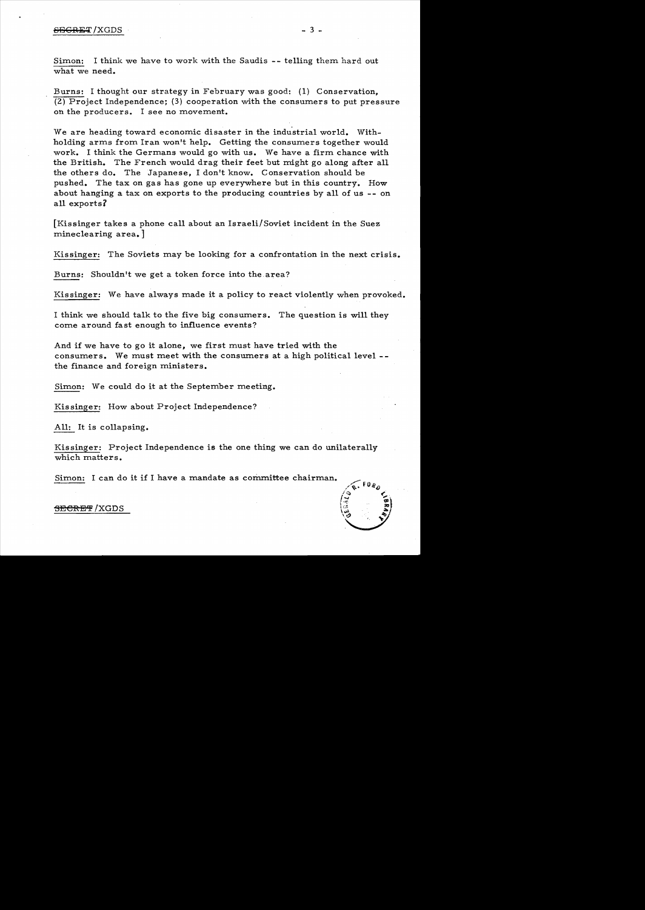Simon: I think we have to work with the Saudis -- telling them hard out what we need.

Burns: I thought our strategy in February was good: (1) Conservation, (2) Project Independence; (3) cooperation with the consumers to put pressure on the producers. I see no movement.

We are heading toward economic disaster in the industrial world. Withholding arms from Iran won't help. Getting the consumers together would work. I think the Germans would go with us. We have a firm chance with the British. The French would drag their feet but might go along after all the others do. The Japanese, I don't know. Conservation should be pushed. The tax on gas has gone up everywhere but in this country. How about hanging a tax on exports to the producing countries by all of us -- on all exports?

[Kissinger takes a phone call about an Israeli/Soviet incident in the Suez mineclearing area.]

Kissinger: The Soviets may be looking for a confrontation in the next crisis.

Burns: Shouldn't we get a token force into the area?

Kissinger: We have always made it a policy to react violently when provoked.

I think we should talk to the five big consumers. The question is will they come around fast enough to influence events?

And if we have to go it alone, we first must have tried with the consumers. We must meet with the consumers at a high political level -- the finance and foreign ministers.

Simon: We could do it at the September meeting.

Kissinger: How about Project Independence?

All: It is collapsing.

Kissinger: Project Independence is the one thing we can do unilaterally which matters.

Simon: I can do it if I have a mandate as committee chairman.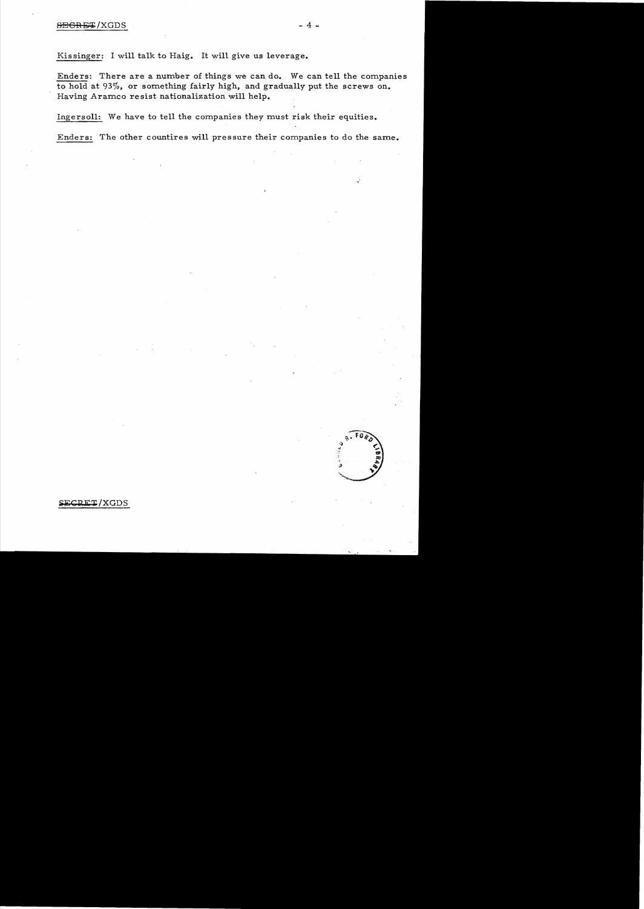Kissinger: I will talk to Haig. It will give us leverage.

Enders: There are a number of things we can do. We can tell the companies to hold at 93%, or something fairly high, and gradually put the screws on. Having Aramco resist nationalization will help.

Ingersoll: We have to tell the companies they must risk their equities.

Enders: The other countires will pressure their companies to do the same.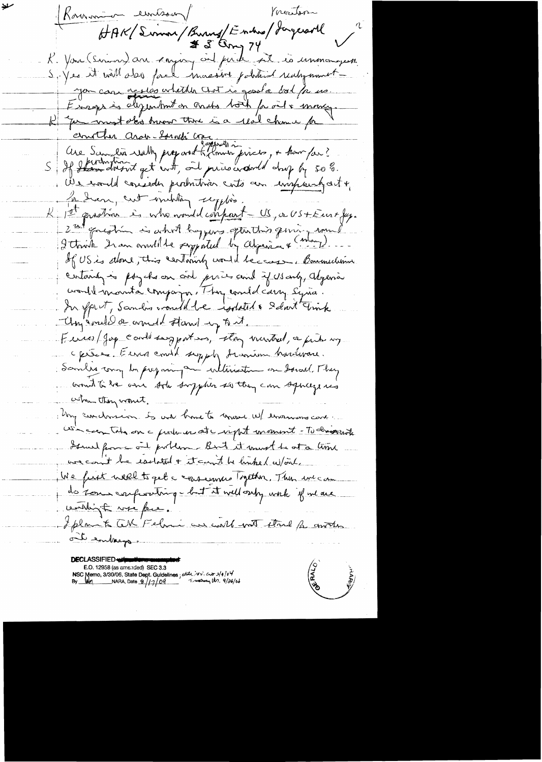Rumsfeld / Ambassador / Vice President

HAK / Simon / Burns / Enders / Jorgensen

3 Aug 74

K. You (Simon) are saying oil price rise is unmanageable.

S. Yes it will also force massive political realignment – you can assess whether that is good or bad for us. Europe is dependent on Arabs both for oil & money.

K. You must also know there is a real chance for another Arab-Israeli war.

Are Saudis really prepared to lower prices, & how far?

S. If production doesn't get cut, oil prices would drop by 50%. We would consider production cuts an unfriendly act, & for Iran, cut military supplies.

K. 1st question is who would confront – US, or US + Eur + Jap. 2nd question is what happens after this giving, and I think Iran would be supported by Algeria & (many) ... If US is alone, this certainly would be a case. Boumedienne certainly is psycho on oil prices and if US only, Algeria would mount a campaign. They could carry Syria. In effect, Saudis would be isolated & I don't think they would or could stand up to it.

Euros / Jap could support us, stay neutral, or pick up pieces. Euros could supply Iranian hardware. Saudis may be preparing an ultimatum on Israel. They want to be our sole supplier so they can squeeze us when they want.

My conclusion is we have to move w/ enormous care. We can take on a production cut right moment – to disconnect Israel from oil problem. But it must be at a time we can't be isolated & it can't be linked w/ oil.

We first need to get a consumers together. Then we can do some confronting – but it will only work if we are willing to use force.

I plan to talk Fahmi we will not stand for another oil embargo.

DECLASSIFIED
E.O. 12958 (as amended) SEC 3.3
NSC Memo, 3/30/06, State Dept. Guidelines; state rev. 3/9/04
By ___ NARA, Date 8/17/09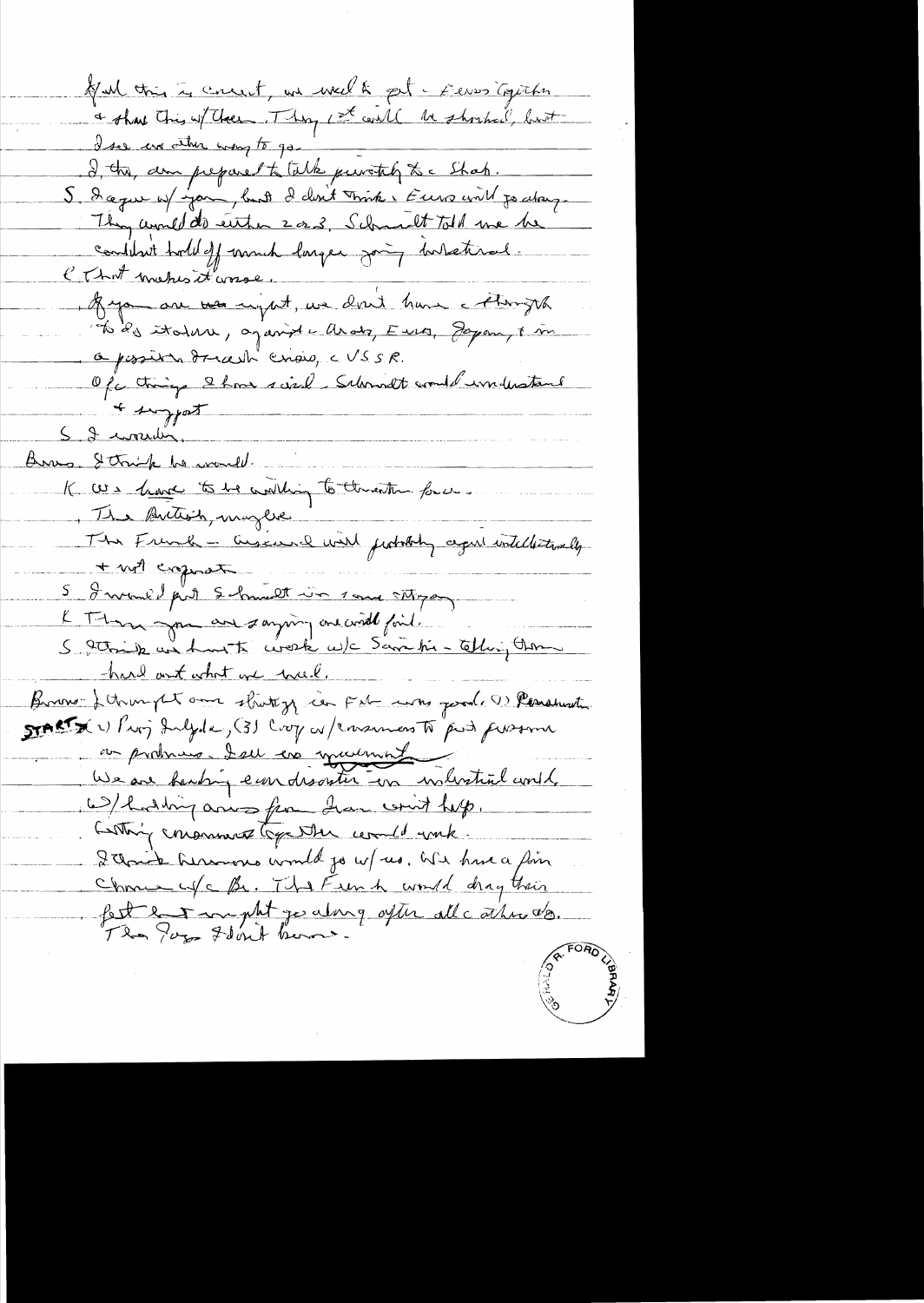If all this is correct, we need to get Europeans together & share this w/ them. They, 1st will be shocked, but I see no other way to go.

I, too, am prepared to talk privately to Shah.

S. I agree w/ you, but I don't think Euros will go along. They would do either 2 or 3. Schmidt told me he couldn't hold off much longer going bilateral. & that makes it worse.

If you are right, we don't have the strength to do it alone, against Arabs, Euros, Japan, & in a possible Israeli crisis, USSR.

Of the things I have said, Schmidt would understand & support

S. I wonder.

Burns. I think he would.

K. We have to be willing to threaten force.

The British, maybe.

The French – Giscard will probably agree intellectually & not cooperate.

S. I would put Schmidt in same category.

K. Then you are saying one could fail.

S. I think we have to work w/ Saudis – telling them how and what we need.

Burns. I thought our strategy in Feb was good. (1) Conservation (2) Pooling, Solidarity, (3) Coop w/ consumers to put pressure on producers. I see no movement.

START

We are heading economic disaster in industrial world w/ holding arms for Iran won't help.

Getting consumers together could work.

I think Germans would go w/ us. We have a fair chance w/ Br. The French would drag their feet but might go along after all others do.

The Japs I don't know.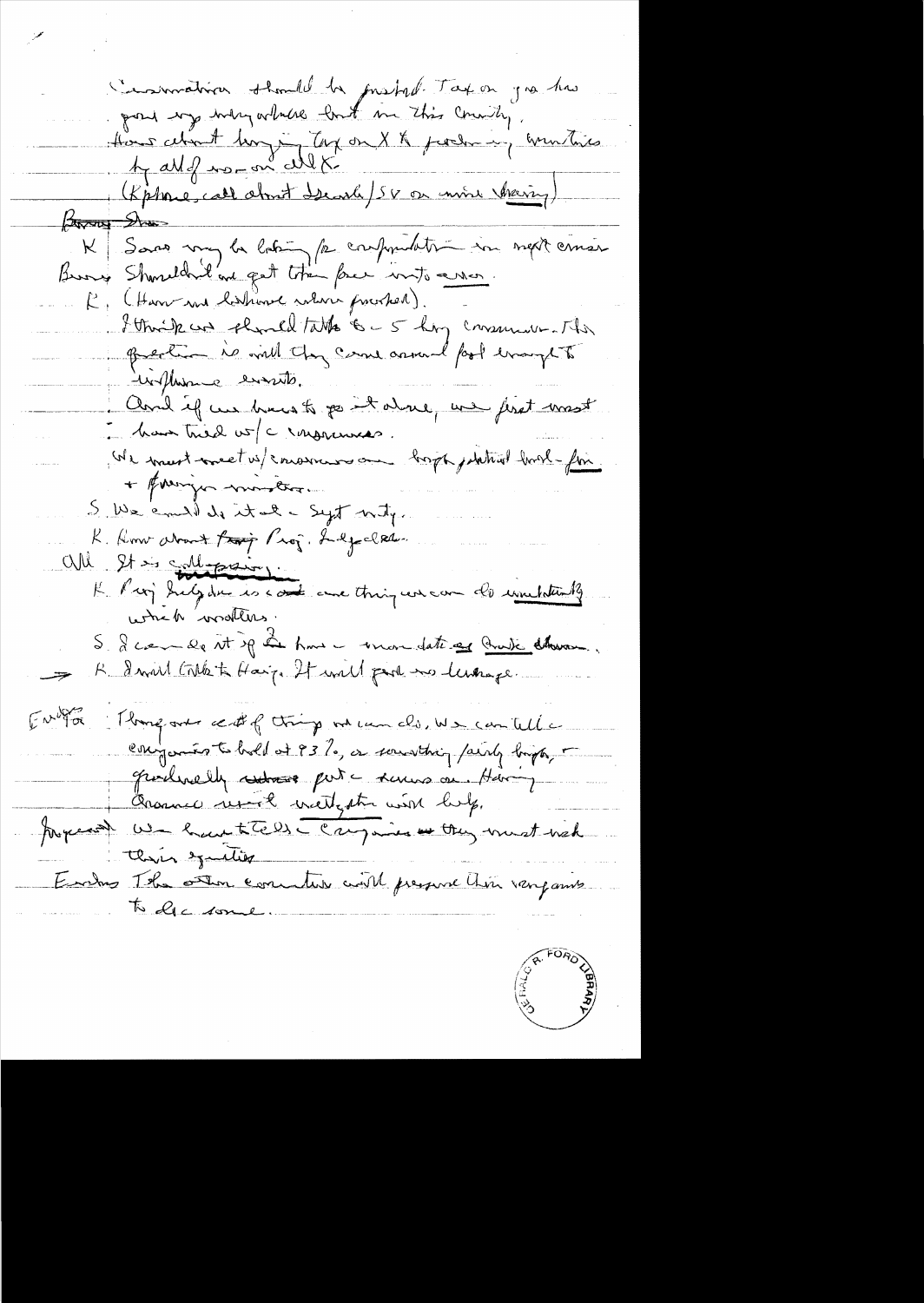Conservation should be pushed. Tax on gas has gone up everywhere but in this country.
How about having tax on X & purchasing countries by all of us on all X.
(Kphone call about Israel/SV on mine clearing)

~~Burns Shaw~~

K Some may be looking for confrontation in next crisis.
Burns Shouldn't we get them face into a war.
K (Have we ~~~~ ~~~~ ~~~~).
I think we should talk to 5 key consumers. The question is will they come around fast enough to influence events.
And if we have to go it alone, we first must have tried w/c consumers.
We must meet w/consumers on both political level - fin + foreign ministers.
S We could do it at Sept mtg.
K How about ~~~~ Proj. Independence.
All It is ~~~~.
K Proj Independence is a ~~~~ things we can do unilaterally which matters.
S I can do it if I have a mandate as Quick ~~~~.
→ K I will talk to Haig. It will get no leakage.

Enders There are a lot of things we can do. We can tell companies to hold at 93%, or something fairly high, + gradually ~~~~ put reserves on. Having ~~~~ ~~~~ with ~~~~ help.
~~~~ We have told companies they must rush their ~~~~
Enders The other consumers will pressure their companies to do same.